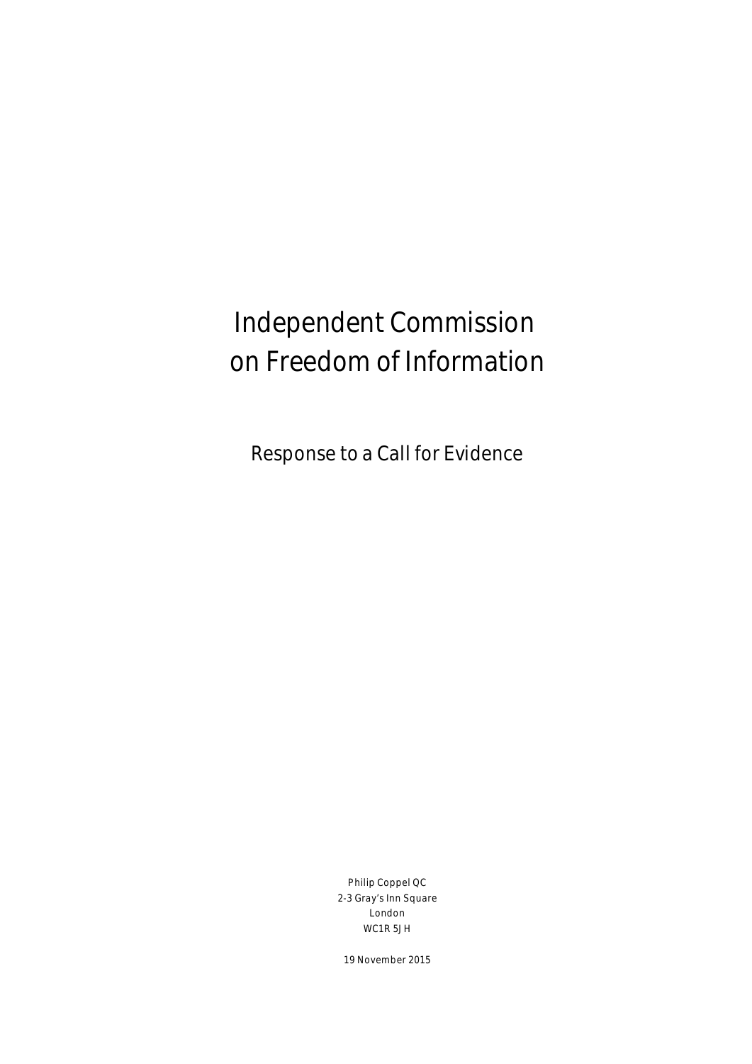# Independent Commission on Freedom of Information

## Response to a Call for Evidence

Philip Coppel QC
2-3 Gray's Inn Square
London
WC1R 5JH

19 November 2015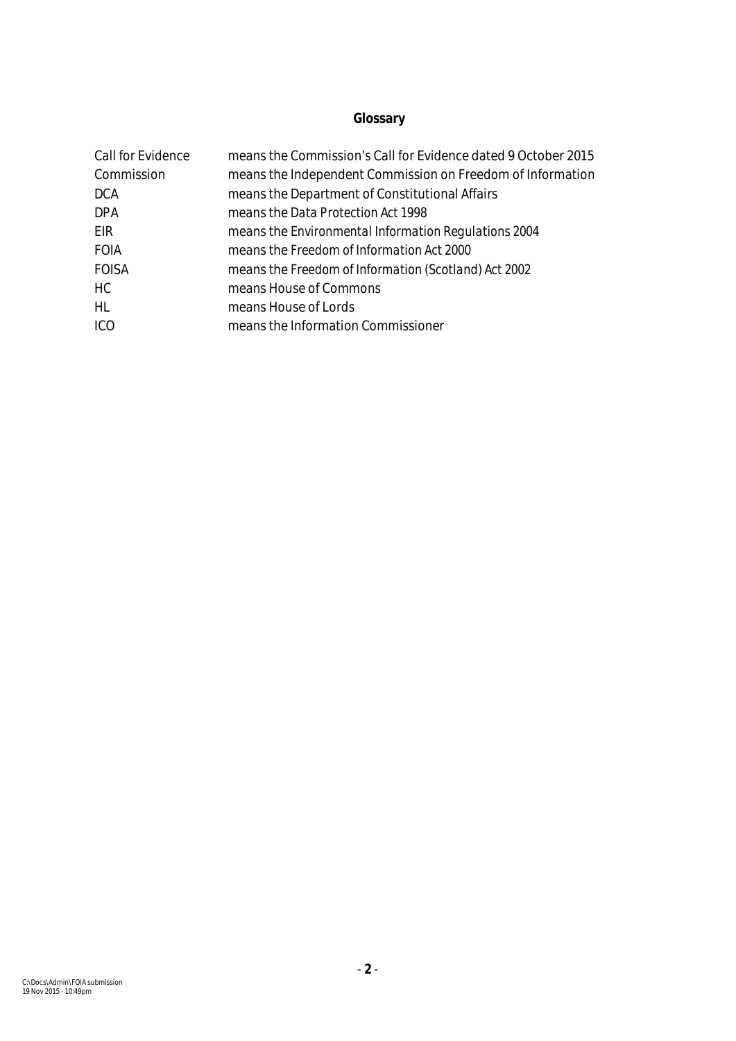## Glossary

| | |
|---|---|
| Call for Evidence | means the Commission's Call for Evidence dated 9 October 2015 |
| Commission | means the Independent Commission on Freedom of Information |
| DCA | means the Department of Constitutional Affairs |
| DPA | means the *Data Protection Act 1998* |
| EIR | means the *Environmental Information Regulations 2004* |
| FOIA | means the *Freedom of Information Act 2000* |
| FOISA | means the *Freedom of Information (Scotland) Act 2002* |
| HC | means House of Commons |
| HL | means House of Lords |
| ICO | means the Information Commissioner |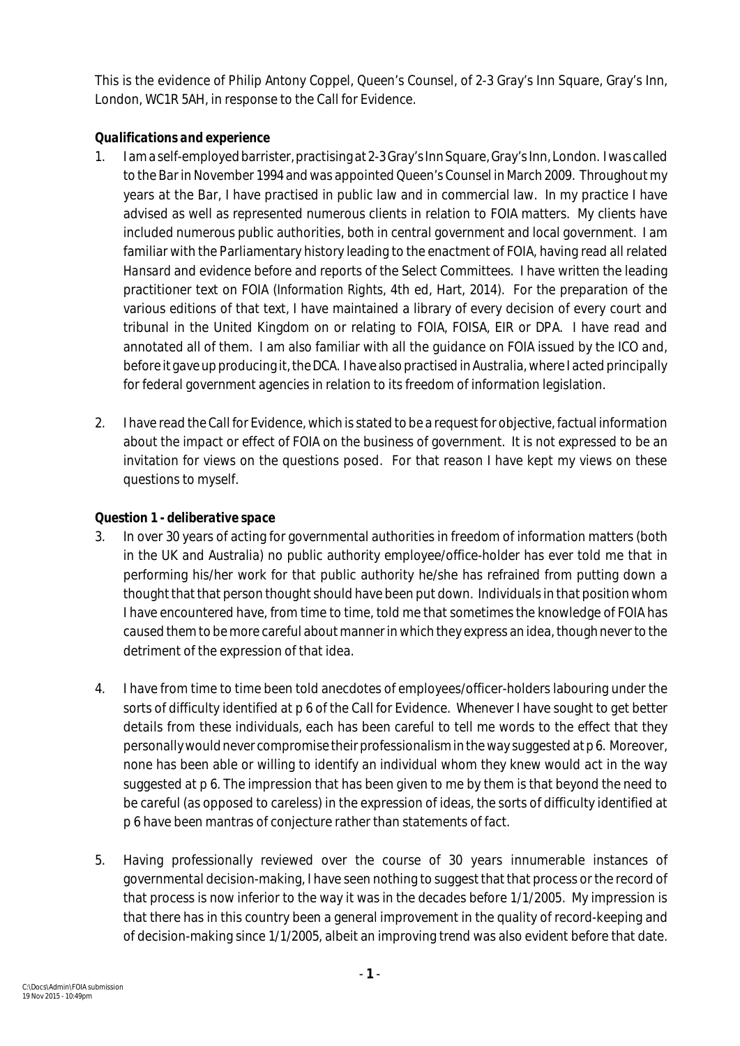This is the evidence of Philip Antony Coppel, Queen's Counsel, of 2-3 Gray's Inn Square, Gray's Inn, London, WC1R 5AH, in response to the Call for Evidence.

***Qualifications and experience***

1. I am a self-employed barrister, practising at 2-3 Gray's Inn Square, Gray's Inn, London. I was called to the Bar in November 1994 and was appointed Queen's Counsel in March 2009. Throughout my years at the Bar, I have practised in public law and in commercial law. In my practice I have advised as well as represented numerous clients in relation to FOIA matters. My clients have included numerous public authorities, both in central government and local government. I am familiar with the Parliamentary history leading to the enactment of FOIA, having read all related *Hansard* and evidence before and reports of the Select Committees. I have written the leading practitioner text on FOIA (*Information Rights*, 4th ed, Hart, 2014). For the preparation of the various editions of that text, I have maintained a library of every decision of every court and tribunal in the United Kingdom on or relating to FOIA, FOISA, EIR or DPA. I have read and annotated all of them. I am also familiar with all the guidance on FOIA issued by the ICO and, before it gave up producing it, the DCA. I have also practised in Australia, where I acted principally for federal government agencies in relation to its freedom of information legislation.

2. I have read the Call for Evidence, which is stated to be a request for objective, factual information about the impact or effect of FOIA on the business of government. It is not expressed to be an invitation for views on the questions posed. For that reason I have kept my views on these questions to myself.

***Question 1 - deliberative space***

3. In over 30 years of acting for governmental authorities in freedom of information matters (both in the UK and Australia) no public authority employee/office-holder has ever told me that in performing his/her work for that public authority he/she has refrained from putting down a thought that that person thought should have been put down. Individuals in that position whom I have encountered have, from time to time, told me that sometimes the knowledge of FOIA has caused them to be more careful about manner in which they express an idea, though never to the detriment of the expression of that idea.

4. I have from time to time been told anecdotes of employees/officer-holders labouring under the sorts of difficulty identified at p 6 of the Call for Evidence. Whenever I have sought to get better details from these individuals, each has been careful to tell me words to the effect that they personally would never compromise their professionalism in the way suggested at p 6. Moreover, none has been able or willing to identify an individual whom they knew would act in the way suggested at p 6. The impression that has been given to me by them is that beyond the need to be careful (as opposed to careless) in the expression of ideas, the sorts of difficulty identified at p 6 have been mantras of conjecture rather than statements of fact.

5. Having professionally reviewed over the course of 30 years innumerable instances of governmental decision-making, I have seen nothing to suggest that that process or the record of that process is now inferior to the way it was in the decades before 1/1/2005. My impression is that there has in this country been a general improvement in the quality of record-keeping and of decision-making since 1/1/2005, albeit an improving trend was also evident before that date.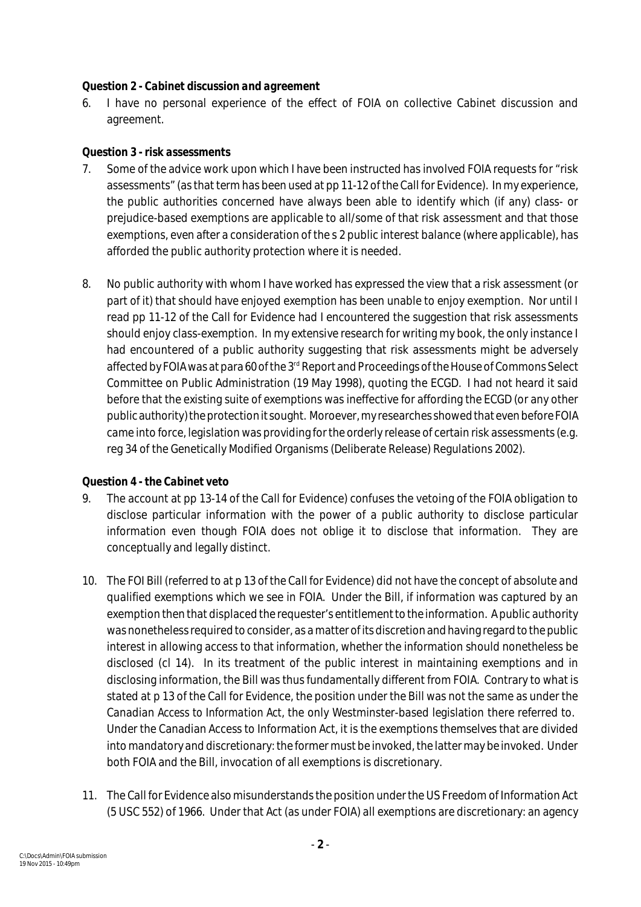**Question 2 - *Cabinet discussion and agreement***

6. I have no personal experience of the effect of FOIA on collective Cabinet discussion and agreement.

**Question 3 - *risk assessments***

7. Some of the advice work upon which I have been instructed has involved FOIA requests for "risk assessments" (as that term has been used at pp 11-12 of the Call for Evidence). In my experience, the public authorities concerned have always been able to identify which (if any) class- or prejudice-based exemptions are applicable to all/some of that risk assessment and that those exemptions, even after a consideration of the s 2 public interest balance (where applicable), has afforded the public authority protection where it is needed.

8. No public authority with whom I have worked has expressed the view that a risk assessment (or part of it) that should have enjoyed exemption has been unable to enjoy exemption. Nor until I read pp 11-12 of the Call for Evidence had I encountered the suggestion that risk assessments should enjoy class-exemption. In my extensive research for writing my book, the only instance I had encountered of a public authority suggesting that risk assessments might be adversely affected by FOIA was at para 60 of the 3rd Report and Proceedings of the House of Commons Select Committee on Public Administration (19 May 1998), quoting the ECGD. I had not heard it said before that the existing suite of exemptions was ineffective for affording the ECGD (or any other public authority) the protection it sought. Moroever, my researches showed that even before FOIA came into force, legislation was providing for the orderly release of certain risk assessments (e.g. reg 34 of the Genetically Modified Organisms (Deliberate Release) Regulations 2002).

**Question 4 - *the Cabinet veto***

9. The account at pp 13-14 of the Call for Evidence) confuses the vetoing of the FOIA obligation to disclose particular information with the power of a public authority to disclose particular information even though FOIA does not oblige it to disclose that information. They are conceptually and legally distinct.

10. The FOI Bill (referred to at p 13 of the Call for Evidence) did not have the concept of absolute and qualified exemptions which we see in FOIA. Under the Bill, if information was captured by an exemption then that displaced the requester's entitlement to the information. A public authority was nonetheless required to consider, as a matter of its discretion and having regard to the public interest in allowing access to that information, whether the information should nonetheless be disclosed (cl 14). In its treatment of the public interest in maintaining exemptions and in disclosing information, the Bill was thus fundamentally different from FOIA. Contrary to what is stated at p 13 of the Call for Evidence, the position under the Bill was not the same as under the Canadian *Access to Information Act*, the only Westminster-based legislation there referred to. Under the Canadian Access to Information Act, it is the exemptions themselves that are divided into mandatory and discretionary: the former must be invoked, the latter may be invoked. Under both FOIA and the Bill, invocation of all exemptions is discretionary.

11. The Call for Evidence also misunderstands the position under the US Freedom of Information Act (5 USC 552) of 1966. Under that Act (as under FOIA) all exemptions are discretionary: an agency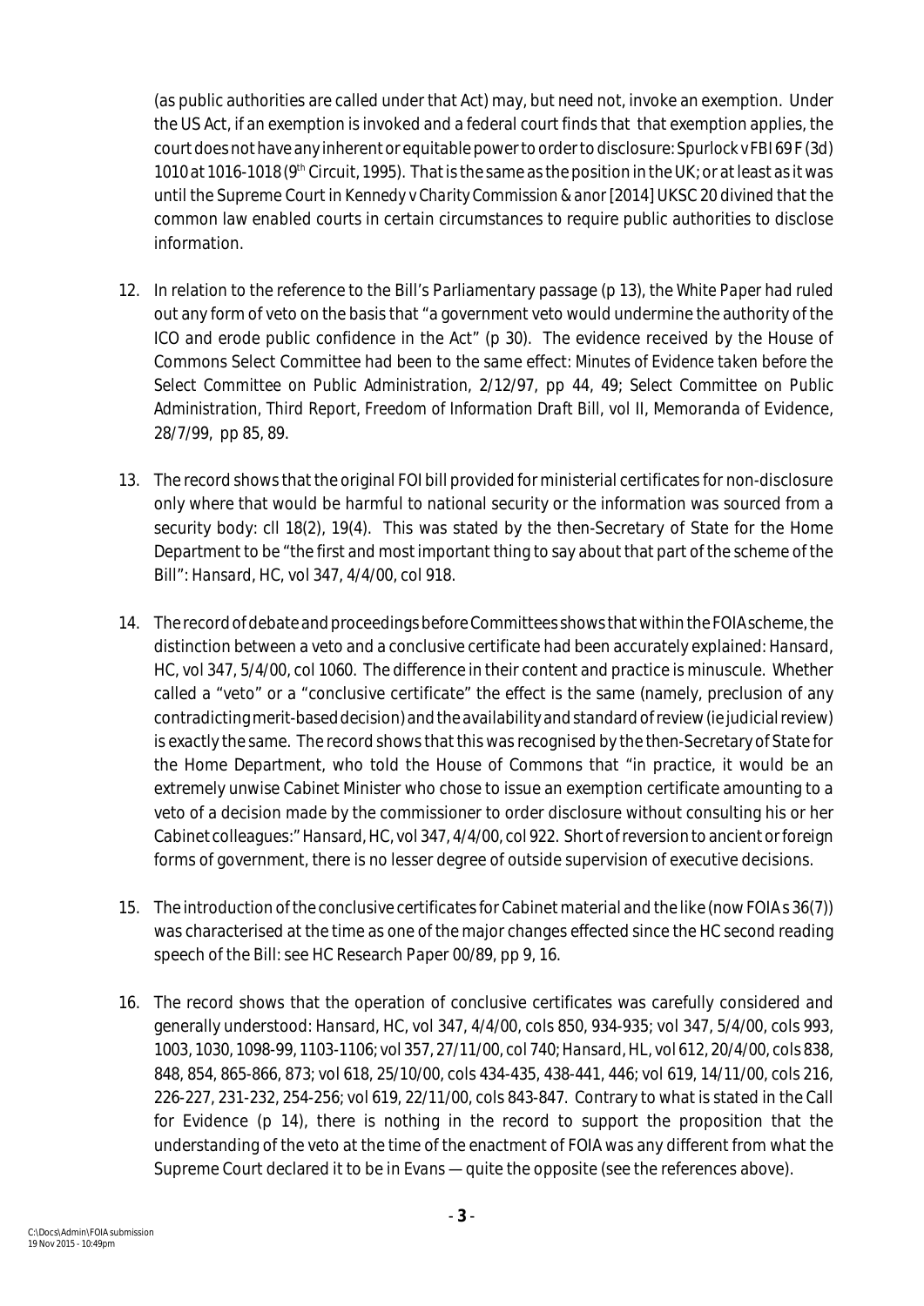(as public authorities are called under that Act) may, but need not, invoke an exemption. Under the US Act, if an exemption is invoked and a federal court finds that that exemption applies, the court does not have any inherent or equitable power to order to disclosure: *Spurlock v FBI* 69 F (3d) 1010 at 1016-1018 (9th Circuit, 1995). That is the same as the position in the UK; or at least as it was until the Supreme Court in *Kennedy v Charity Commission & anor* [2014] UKSC 20 divined that the common law enabled courts in certain circumstances to require public authorities to disclose information.

12. In relation to the reference to the Bill's Parliamentary passage (p 13), the *White Paper* had ruled out any form of veto on the basis that "a government veto would undermine the authority of the ICO and erode public confidence in the Act" (p 30). The evidence received by the House of Commons Select Committee had been to the same effect: *Minutes of Evidence taken before the Select Committee on Public Administration*, 2/12/97, pp 44, 49; *Select Committee on Public Administration, Third Report, Freedom of Information Draft Bill*, vol II, Memoranda of Evidence, 28/7/99, pp 85, 89.

13. The record shows that the original FOI bill provided for ministerial certificates for non-disclosure only where that would be harmful to national security or the information was sourced from a security body: cll 18(2), 19(4). This was stated by the then-Secretary of State for the Home Department to be "the first and most important thing to say about that part of the scheme of the Bill": *Hansard*, HC, vol 347, 4/4/00, col 918.

14. The record of debate and proceedings before Committees shows that within the FOIA scheme, the distinction between a veto and a conclusive certificate had been accurately explained: *Hansard*, HC, vol 347, 5/4/00, col 1060. The difference in their content and practice is minuscule. Whether called a "veto" or a "conclusive certificate" the effect is the same (namely, preclusion of any contradicting merit-based decision) and the availability and standard of review (ie judicial review) is exactly the same. The record shows that this was recognised by the then-Secretary of State for the Home Department, who told the House of Commons that "in practice, it would be an extremely unwise Cabinet Minister who chose to issue an exemption certificate amounting to a veto of a decision made by the commissioner to order disclosure without consulting his or her Cabinet colleagues:" *Hansard*, HC, vol 347, 4/4/00, col 922. Short of reversion to ancient or foreign forms of government, there is no lesser degree of outside supervision of executive decisions.

15. The introduction of the conclusive certificates for Cabinet material and the like (now FOIA s 36(7)) was characterised at the time as one of the major changes effected since the HC second reading speech of the Bill: see HC Research Paper 00/89, pp 9, 16.

16. The record shows that the operation of conclusive certificates was carefully considered and generally understood: *Hansard*, HC, vol 347, 4/4/00, cols 850, 934-935; vol 347, 5/4/00, cols 993, 1003, 1030, 1098-99, 1103-1106; vol 357, 27/11/00, col 740; *Hansard*, HL, vol 612, 20/4/00, cols 838, 848, 854, 865-866, 873; vol 618, 25/10/00, cols 434-435, 438-441, 446; vol 619, 14/11/00, cols 216, 226-227, 231-232, 254-256; vol 619, 22/11/00, cols 843-847. Contrary to what is stated in the Call for Evidence (p 14), there is nothing in the record to support the proposition that the understanding of the veto at the time of the enactment of FOIA was any different from what the Supreme Court declared it to be in *Evans* — quite the opposite (see the references above).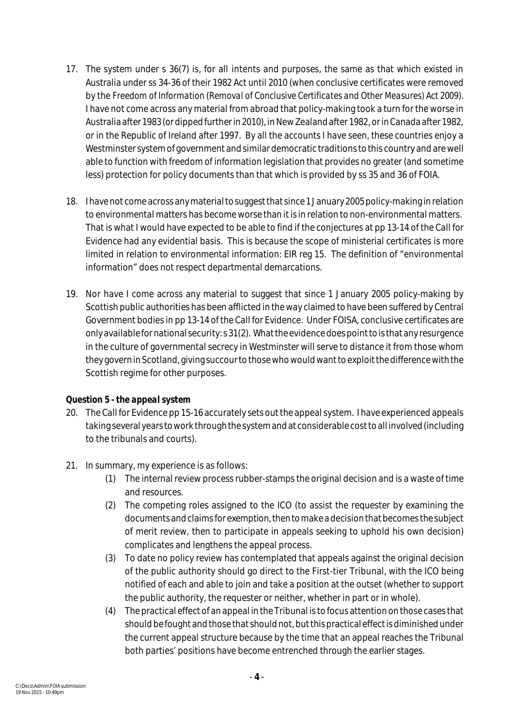17. The system under s 36(7) is, for all intents and purposes, the same as that which existed in Australia under ss 34-36 of their 1982 Act until 2010 (when conclusive certificates were removed by the *Freedom of Information (Removal of Conclusive Certificates and Other Measures) Act 2009*). I have not come across any material from abroad that policy-making took a turn for the worse in Australia after 1983 (or dipped further in 2010), in New Zealand after 1982, or in Canada after 1982, or in the Republic of Ireland after 1997. By all the accounts I have seen, these countries enjoy a Westminster system of government and similar democratic traditions to this country and are well able to function with freedom of information legislation that provides no greater (and sometime less) protection for policy documents than that which is provided by ss 35 and 36 of FOIA.

18. I have not come across any material to suggest that since 1 January 2005 policy-making in relation to environmental matters has become worse than it is in relation to non-environmental matters. That is what I would have expected to be able to find if the conjectures at pp 13-14 of the Call for Evidence had any evidential basis. This is because the scope of ministerial certificates is more limited in relation to environmental information: EIR reg 15. The definition of "environmental information" does not respect departmental demarcations.

19. Nor have I come across any material to suggest that since 1 January 2005 policy-making by Scottish public authorities has been afflicted in the way claimed to have been suffered by Central Government bodies in pp 13-14 of the Call for Evidence. Under FOISA, conclusive certificates are only available for national security: s 31(2). What the evidence does point to is that any resurgence in the culture of governmental secrecy in Westminster will serve to distance it from those whom they govern in Scotland, giving succour to those who would want to exploit the difference with the Scottish regime for other purposes.

***Question 5 - the appeal system***

20. The Call for Evidence pp 15-16 accurately sets out the appeal system. I have experienced appeals taking several years to work through the system and at considerable cost to all involved (including to the tribunals and courts).

21. In summary, my experience is as follows:
    (1) The internal review process rubber-stamps the original decision and is a waste of time and resources.
    (2) The competing roles assigned to the ICO (to assist the requester by examining the documents and claims for exemption, then to make a decision that becomes the subject of merit review, then to participate in appeals seeking to uphold his own decision) complicates and lengthens the appeal process.
    (3) To date no policy review has contemplated that appeals against the original decision of the public authority should go direct to the First-tier Tribunal, with the ICO being notified of each and able to join and take a position at the outset (whether to support the public authority, the requester or neither, whether in part or in whole).
    (4) The practical effect of an appeal in the Tribunal is to focus attention on those cases that should be fought and those that should not, but this practical effect is diminished under the current appeal structure because by the time that an appeal reaches the Tribunal both parties' positions have become entrenched through the earlier stages.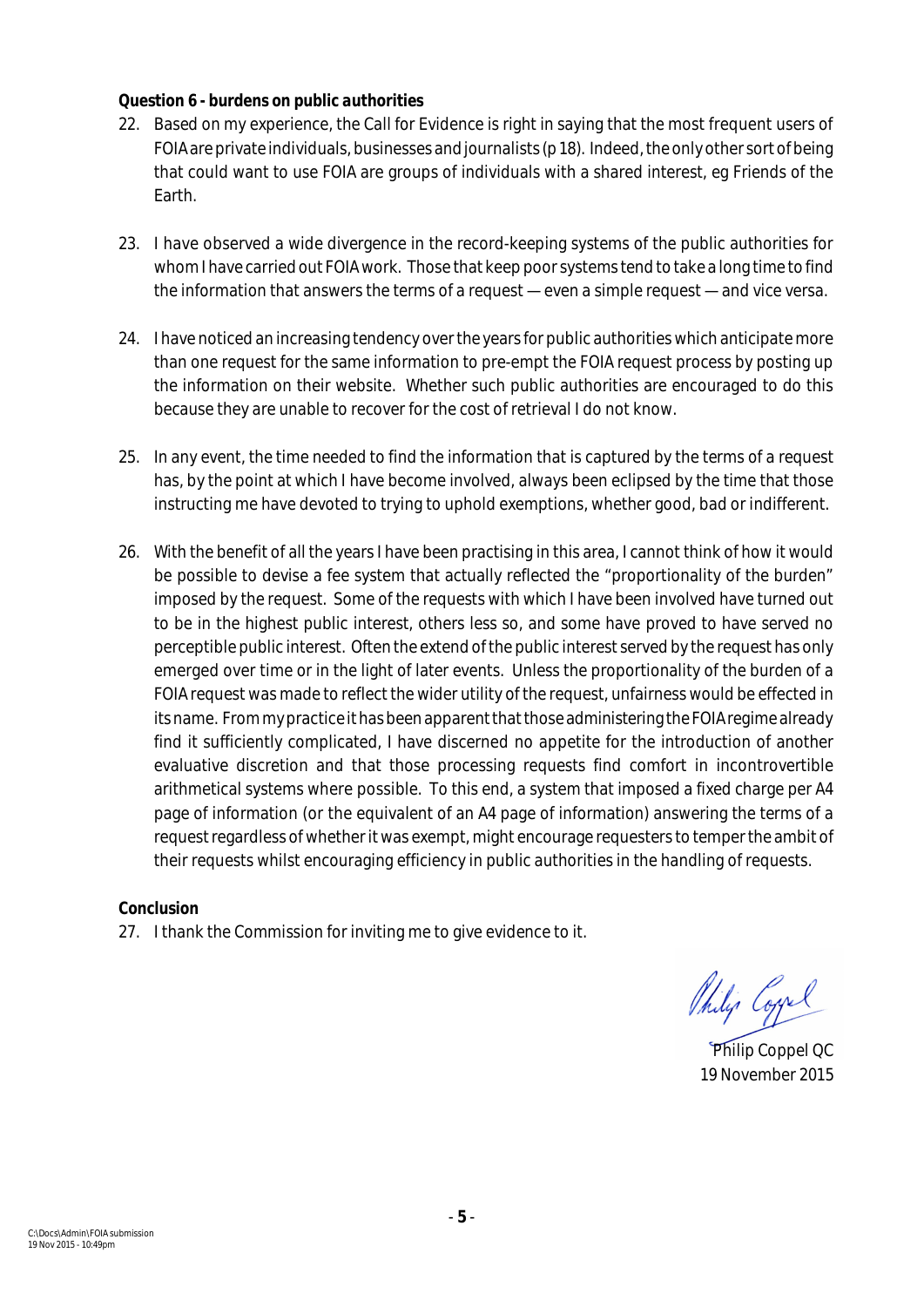**Question 6 - burdens on public authorities**

22. Based on my experience, the Call for Evidence is right in saying that the most frequent users of FOIA are private individuals, businesses and journalists (p 18). Indeed, the only other sort of being that could want to use FOIA are groups of individuals with a shared interest, eg Friends of the Earth.

23. I have observed a wide divergence in the record-keeping systems of the public authorities for whom I have carried out FOIA work. Those that keep poor systems tend to take a long time to find the information that answers the terms of a request — even a simple request — and vice versa.

24. I have noticed an increasing tendency over the years for public authorities which anticipate more than one request for the same information to pre-empt the FOIA request process by posting up the information on their website. Whether such public authorities are encouraged to do this because they are unable to recover for the cost of retrieval I do not know.

25. In any event, the time needed to find the information that is captured by the terms of a request has, by the point at which I have become involved, always been eclipsed by the time that those instructing me have devoted to trying to uphold exemptions, whether good, bad or indifferent.

26. With the benefit of all the years I have been practising in this area, I cannot think of how it would be possible to devise a fee system that actually reflected the "proportionality of the burden" imposed by the request. Some of the requests with which I have been involved have turned out to be in the highest public interest, others less so, and some have proved to have served no perceptible public interest. Often the extend of the public interest served by the request has only emerged over time or in the light of later events. Unless the proportionality of the burden of a FOIA request was made to reflect the wider utility of the request, unfairness would be effected in its name. From my practice it has been apparent that those administering the FOIA regime already find it sufficiently complicated, I have discerned no appetite for the introduction of another evaluative discretion and that those processing requests find comfort in incontrovertible arithmetical systems where possible. To this end, a system that imposed a fixed charge per A4 page of information (or the equivalent of an A4 page of information) answering the terms of a request regardless of whether it was exempt, might encourage requesters to temper the ambit of their requests whilst encouraging efficiency in public authorities in the handling of requests.

**Conclusion**

27. I thank the Commission for inviting me to give evidence to it.

Philip Coppel QC
19 November 2015

C:\Docs\Admin\FOIA submission
19 Nov 2015 - 10:49pm